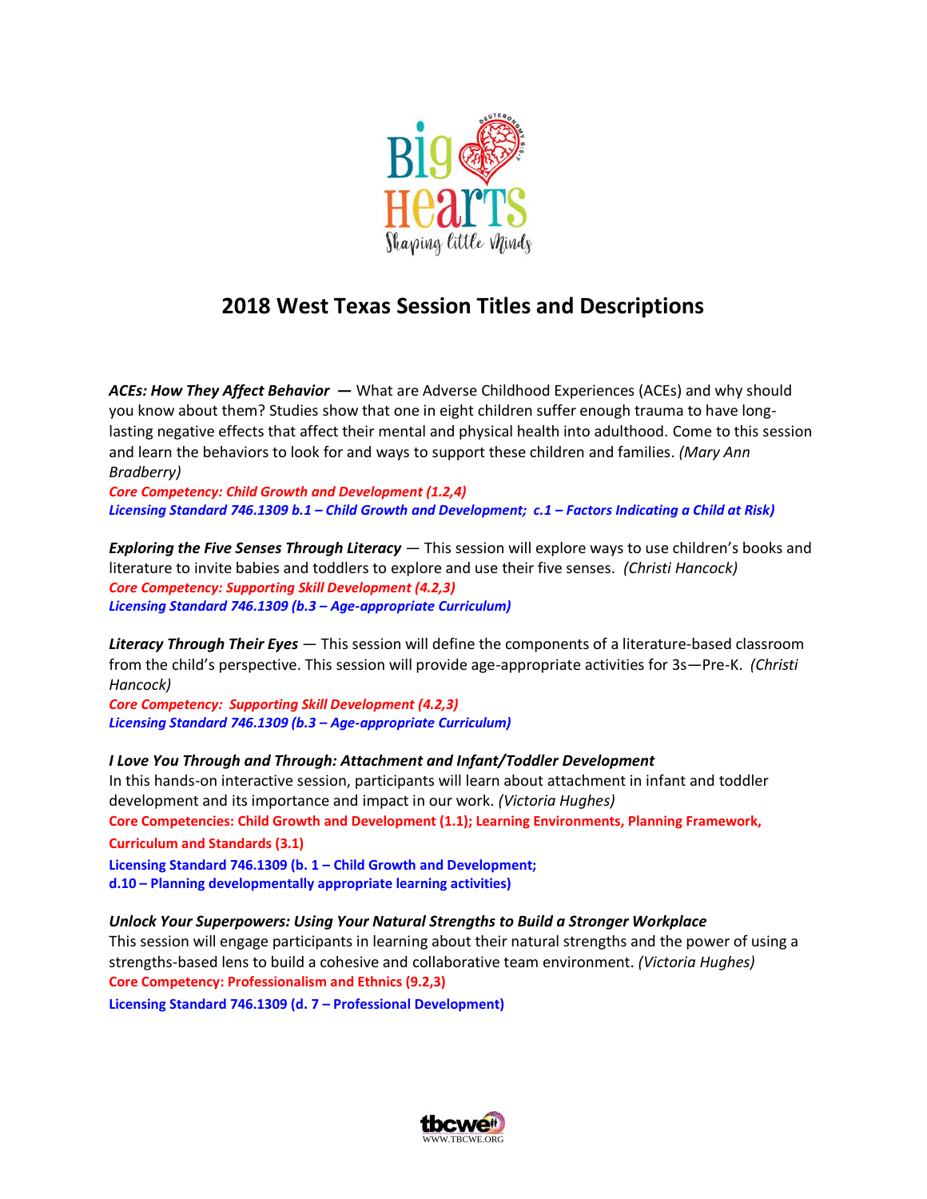# 2018 West Texas Session Titles and Descriptions

***ACEs: How They Affect Behavior*** **—** What are Adverse Childhood Experiences (ACEs) and why should you know about them? Studies show that one in eight children suffer enough trauma to have long-lasting negative effects that affect their mental and physical health into adulthood. Come to this session and learn the behaviors to look for and ways to support these children and families. *(Mary Ann Bradberry)*
***Core Competency: Child Growth and Development (1.2,4)***
***Licensing Standard 746.1309 b.1 – Child Growth and Development; c.1 – Factors Indicating a Child at Risk)***

***Exploring the Five Senses Through Literacy*** — This session will explore ways to use children's books and literature to invite babies and toddlers to explore and use their five senses. *(Christi Hancock)*
***Core Competency: Supporting Skill Development (4.2,3)***
***Licensing Standard 746.1309 (b.3 – Age-appropriate Curriculum)***

***Literacy Through Their Eyes*** — This session will define the components of a literature-based classroom from the child's perspective. This session will provide age-appropriate activities for 3s—Pre-K. *(Christi Hancock)*
***Core Competency: Supporting Skill Development (4.2,3)***
***Licensing Standard 746.1309 (b.3 – Age-appropriate Curriculum)***

***I Love You Through and Through: Attachment and Infant/Toddler Development***
In this hands-on interactive session, participants will learn about attachment in infant and toddler development and its importance and impact in our work. *(Victoria Hughes)*
**Core Competencies: Child Growth and Development (1.1); Learning Environments, Planning Framework, Curriculum and Standards (3.1)**
**Licensing Standard 746.1309 (b. 1 – Child Growth and Development;**
**d.10 – Planning developmentally appropriate learning activities)**

***Unlock Your Superpowers: Using Your Natural Strengths to Build a Stronger Workplace***
This session will engage participants in learning about their natural strengths and the power of using a strengths-based lens to build a cohesive and collaborative team environment. *(Victoria Hughes)*
**Core Competency: Professionalism and Ethnics (9.2,3)**
**Licensing Standard 746.1309 (d. 7 – Professional Development)**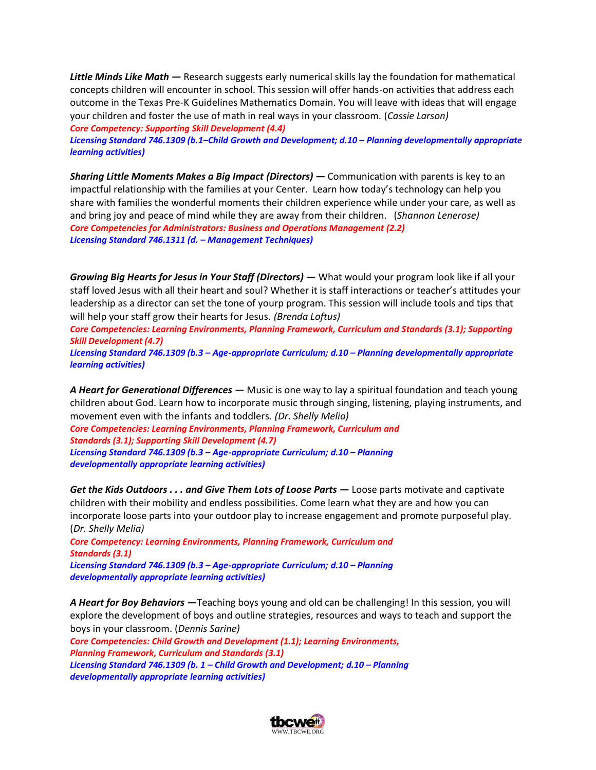***Little Minds Like Math —*** Research suggests early numerical skills lay the foundation for mathematical concepts children will encounter in school. This session will offer hands-on activities that address each outcome in the Texas Pre-K Guidelines Mathematics Domain. You will leave with ideas that will engage your children and foster the use of math in real ways in your classroom. (*Cassie Larson)*
***Core Competency: Supporting Skill Development (4.4)***
***Licensing Standard 746.1309 (b.1–Child Growth and Development; d.10 – Planning developmentally appropriate learning activities)***

***Sharing Little Moments Makes a Big Impact (Directors) —*** Communication with parents is key to an impactful relationship with the families at your Center. Learn how today's technology can help you share with families the wonderful moments their children experience while under your care, as well as and bring joy and peace of mind while they are away from their children. (*Shannon Lenerose)*
***Core Competencies for Administrators: Business and Operations Management (2.2)***
***Licensing Standard 746.1311 (d. – Management Techniques)***

***Growing Big Hearts for Jesus in Your Staff (Directors)*** — What would your program look like if all your staff loved Jesus with all their heart and soul? Whether it is staff interactions or teacher's attitudes your leadership as a director can set the tone of yourp program. This session will include tools and tips that will help your staff grow their hearts for Jesus. *(Brenda Loftus)*
***Core Competencies: Learning Environments, Planning Framework, Curriculum and Standards (3.1); Supporting Skill Development (4.7)***
***Licensing Standard 746.1309 (b.3 – Age-appropriate Curriculum; d.10 – Planning developmentally appropriate learning activities)***

***A Heart for Generational Differences*** — Music is one way to lay a spiritual foundation and teach young children about God. Learn how to incorporate music through singing, listening, playing instruments, and movement even with the infants and toddlers. *(Dr. Shelly Melia)*
***Core Competencies: Learning Environments, Planning Framework, Curriculum and Standards (3.1); Supporting Skill Development (4.7)***
***Licensing Standard 746.1309 (b.3 – Age-appropriate Curriculum; d.10 – Planning developmentally appropriate learning activities)***

***Get the Kids Outdoors . . . and Give Them Lots of Loose Parts —*** Loose parts motivate and captivate children with their mobility and endless possibilities. Come learn what they are and how you can incorporate loose parts into your outdoor play to increase engagement and promote purposeful play. (*Dr. Shelly Melia)*
***Core Competency: Learning Environments, Planning Framework, Curriculum and Standards (3.1)***
***Licensing Standard 746.1309 (b.3 – Age-appropriate Curriculum; d.10 – Planning developmentally appropriate learning activities)***

***A Heart for Boy Behaviors —***Teaching boys young and old can be challenging! In this session, you will explore the development of boys and outline strategies, resources and ways to teach and support the boys in your classroom. (*Dennis Sarine)*
***Core Competencies: Child Growth and Development (1.1); Learning Environments, Planning Framework, Curriculum and Standards (3.1)***
***Licensing Standard 746.1309 (b. 1 – Child Growth and Development; d.10 – Planning developmentally appropriate learning activities)***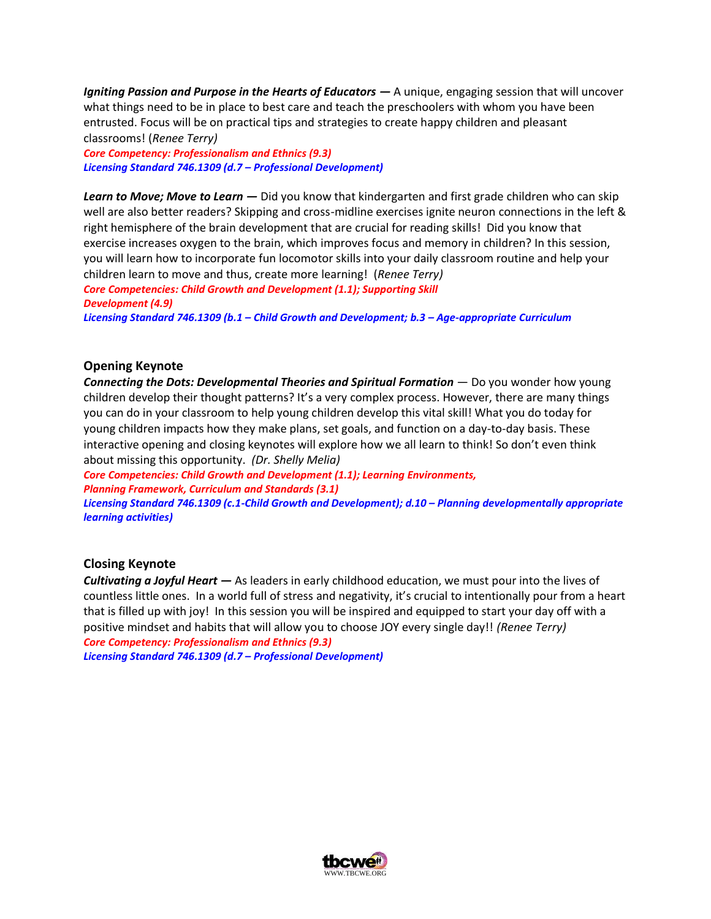***Igniting Passion and Purpose in the Hearts of Educators —*** A unique, engaging session that will uncover what things need to be in place to best care and teach the preschoolers with whom you have been entrusted. Focus will be on practical tips and strategies to create happy children and pleasant classrooms! (*Renee Terry)*
***Core Competency: Professionalism and Ethnics (9.3)***
***Licensing Standard 746.1309 (d.7 – Professional Development)***

***Learn to Move; Move to Learn —*** Did you know that kindergarten and first grade children who can skip well are also better readers? Skipping and cross-midline exercises ignite neuron connections in the left & right hemisphere of the brain development that are crucial for reading skills! Did you know that exercise increases oxygen to the brain, which improves focus and memory in children? In this session, you will learn how to incorporate fun locomotor skills into your daily classroom routine and help your children learn to move and thus, create more learning! (*Renee Terry)*
***Core Competencies: Child Growth and Development (1.1); Supporting Skill Development (4.9)***
***Licensing Standard 746.1309 (b.1 – Child Growth and Development; b.3 – Age-appropriate Curriculum***

## Opening Keynote

***Connecting the Dots: Developmental Theories and Spiritual Formation*** — Do you wonder how young children develop their thought patterns? It's a very complex process. However, there are many things you can do in your classroom to help young children develop this vital skill! What you do today for young children impacts how they make plans, set goals, and function on a day-to-day basis. These interactive opening and closing keynotes will explore how we all learn to think! So don't even think about missing this opportunity. *(Dr. Shelly Melia)*
***Core Competencies: Child Growth and Development (1.1); Learning Environments, Planning Framework, Curriculum and Standards (3.1)***
***Licensing Standard 746.1309 (c.1-Child Growth and Development); d.10 – Planning developmentally appropriate learning activities)***

## Closing Keynote

***Cultivating a Joyful Heart —*** As leaders in early childhood education, we must pour into the lives of countless little ones. In a world full of stress and negativity, it's crucial to intentionally pour from a heart that is filled up with joy! In this session you will be inspired and equipped to start your day off with a positive mindset and habits that will allow you to choose JOY every single day!! *(Renee Terry)*
***Core Competency: Professionalism and Ethnics (9.3)***
***Licensing Standard 746.1309 (d.7 – Professional Development)***